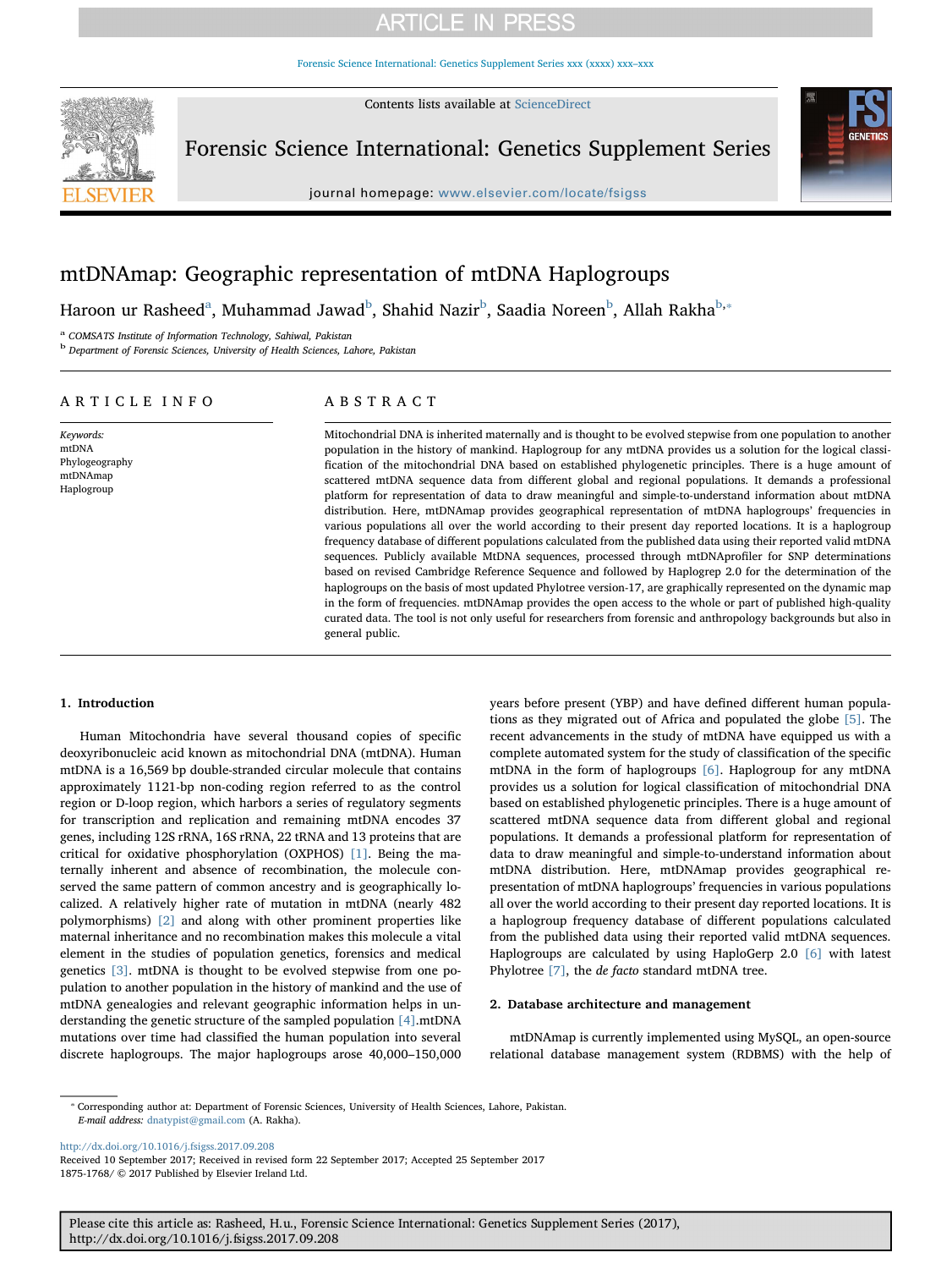# mtDNAmap: Geographic representation of mtDNA Haplogroups

Haroon ur Rasheed[a], Muhammad Jawad[b], Shahid Nazir[b], Saadia Noreen[b], Allah Rakha[b,*]

[a] COMSATS Institute of Information Technology, Sahiwal, Pakistan

[b] Department of Forensic Sciences, University of Health Sciences, Lahore, Pakistan

## ARTICLE INFO

*Keywords:*
mtDNA
Phylogeography
mtDNAmap
Haplogroup

## ABSTRACT

Mitochondrial DNA is inherited maternally and is thought to be evolved stepwise from one population to another population in the history of mankind. Haplogroup for any mtDNA provides us a solution for the logical classification of the mitochondrial DNA based on established phylogenetic principles. There is a huge amount of scattered mtDNA sequence data from different global and regional populations. It demands a professional platform for representation of data to draw meaningful and simple-to-understand information about mtDNA distribution. Here, mtDNAmap provides geographical representation of mtDNA haplogroups' frequencies in various populations all over the world according to their present day reported locations. It is a haplogroup frequency database of different populations calculated from the published data using their reported valid mtDNA sequences. Publicly available MtDNA sequences, processed through mtDNAprofiler for SNP determinations based on revised Cambridge Reference Sequence and followed by Haplogrep 2.0 for the determination of the haplogroups on the basis of most updated Phylotree version-17, are graphically represented on the dynamic map in the form of frequencies. mtDNAmap provides the open access to the whole or part of published high-quality curated data. The tool is not only useful for researchers from forensic and anthropology backgrounds but also in general public.

## 1. Introduction

Human Mitochondria have several thousand copies of specific deoxyribonucleic acid known as mitochondrial DNA (mtDNA). Human mtDNA is a 16,569 bp double-stranded circular molecule that contains approximately 1121-bp non-coding region referred to as the control region or D-loop region, which harbors a series of regulatory segments for transcription and replication and remaining mtDNA encodes 37 genes, including 12S rRNA, 16S rRNA, 22 tRNA and 13 proteins that are critical for oxidative phosphorylation (OXPHOS) [1]. Being the maternally inherent and absence of recombination, the molecule conserved the same pattern of common ancestry and is geographically localized. A relatively higher rate of mutation in mtDNA (nearly 482 polymorphisms) [2] and along with other prominent properties like maternal inheritance and no recombination makes this molecule a vital element in the studies of population genetics, forensics and medical genetics [3]. mtDNA is thought to be evolved stepwise from one population to another population in the history of mankind and the use of mtDNA genealogies and relevant geographic information helps in understanding the genetic structure of the sampled population [4].mtDNA mutations over time had classified the human population into several discrete haplogroups. The major haplogroups arose 40,000–150,000 years before present (YBP) and have defined different human populations as they migrated out of Africa and populated the globe [5]. The recent advancements in the study of mtDNA have equipped us with a complete automated system for the study of classification of the specific mtDNA in the form of haplogroups [6]. Haplogroup for any mtDNA provides us a solution for logical classification of mitochondrial DNA based on established phylogenetic principles. There is a huge amount of scattered mtDNA sequence data from different global and regional populations. It demands a professional platform for representation of data to draw meaningful and simple-to-understand information about mtDNA distribution. Here, mtDNAmap provides geographical representation of mtDNA haplogroups' frequencies in various populations all over the world according to their present day reported locations. It is a haplogroup frequency database of different populations calculated from the published data using their reported valid mtDNA sequences. Haplogroups are calculated by using HaploGerp 2.0 [6] with latest Phylotree [7], the *de facto* standard mtDNA tree.

## 2. Database architecture and management

mtDNAmap is currently implemented using MySQL, an open-source relational database management system (RDBMS) with the help of

* Corresponding author at: Department of Forensic Sciences, University of Health Sciences, Lahore, Pakistan.
*E-mail address:* dnatypist@gmail.com (A. Rakha).

http://dx.doi.org/10.1016/j.fsigss.2017.09.208
Received 10 September 2017; Received in revised form 22 September 2017; Accepted 25 September 2017
1875-1768/ © 2017 Published by Elsevier Ireland Ltd.

Please cite this article as: Rasheed, H.u., Forensic Science International: Genetics Supplement Series (2017), http://dx.doi.org/10.1016/j.fsigss.2017.09.208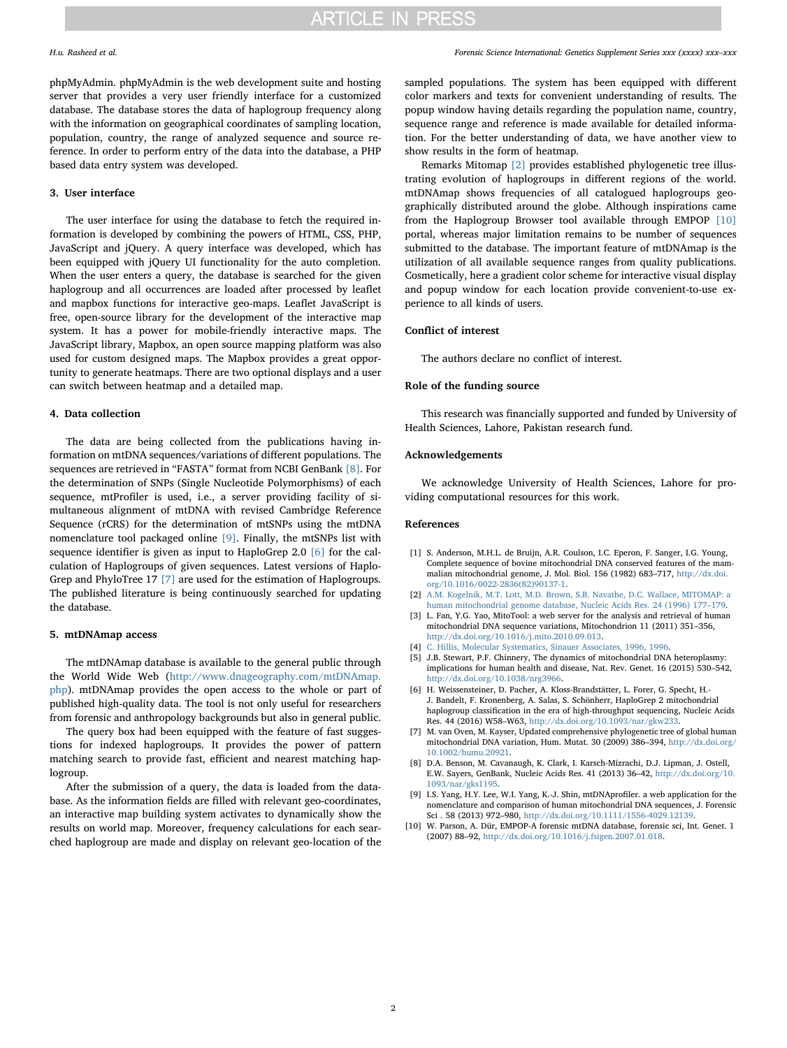phpMyAdmin. phpMyAdmin is the web development suite and hosting server that provides a very user friendly interface for a customized database. The database stores the data of haplogroup frequency along with the information on geographical coordinates of sampling location, population, country, the range of analyzed sequence and source reference. In order to perform entry of the data into the database, a PHP based data entry system was developed.

## 3. User interface

The user interface for using the database to fetch the required information is developed by combining the powers of HTML, CSS, PHP, JavaScript and jQuery. A query interface was developed, which has been equipped with jQuery UI functionality for the auto completion. When the user enters a query, the database is searched for the given haplogroup and all occurrences are loaded after processed by leaflet and mapbox functions for interactive geo-maps. Leaflet JavaScript is free, open-source library for the development of the interactive map system. It has a power for mobile-friendly interactive maps. The JavaScript library, Mapbox, an open source mapping platform was also used for custom designed maps. The Mapbox provides a great opportunity to generate heatmaps. There are two optional displays and a user can switch between heatmap and a detailed map.

## 4. Data collection

The data are being collected from the publications having information on mtDNA sequences/variations of different populations. The sequences are retrieved in "FASTA" format from NCBI GenBank [8]. For the determination of SNPs (Single Nucleotide Polymorphisms) of each sequence, mtProfiler is used, i.e., a server providing facility of simultaneous alignment of mtDNA with revised Cambridge Reference Sequence (rCRS) for the determination of mtSNPs using the mtDNA nomenclature tool packaged online [9]. Finally, the mtSNPs list with sequence identifier is given as input to HaploGrep 2.0 [6] for the calculation of Haplogroups of given sequences. Latest versions of HaploGrep and PhyloTree 17 [7] are used for the estimation of Haplogroups. The published literature is being continuously searched for updating the database.

## 5. mtDNAmap access

The mtDNAmap database is available to the general public through the World Wide Web (http://www.dnageography.com/mtDNAmap.php). mtDNAmap provides the open access to the whole or part of published high-quality data. The tool is not only useful for researchers from forensic and anthropology backgrounds but also in general public.

The query box had been equipped with the feature of fast suggestions for indexed haplogroups. It provides the power of pattern matching search to provide fast, efficient and nearest matching haplogroup.

After the submission of a query, the data is loaded from the database. As the information fields are filled with relevant geo-coordinates, an interactive map building system activates to dynamically show the results on world map. Moreover, frequency calculations for each searched haplogroup are made and display on relevant geo-location of the sampled populations. The system has been equipped with different color markers and texts for convenient understanding of results. The popup window having details regarding the population name, country, sequence range and reference is made available for detailed information. For the better understanding of data, we have another view to show results in the form of heatmap.

Remarks Mitomap [2] provides established phylogenetic tree illustrating evolution of haplogroups in different regions of the world. mtDNAmap shows frequencies of all catalogued haplogroups geographically distributed around the globe. Although inspirations came from the Haplogroup Browser tool available through EMPOP [10] portal, whereas major limitation remains to be number of sequences submitted to the database. The important feature of mtDNAmap is the utilization of all available sequence ranges from quality publications. Cosmetically, here a gradient color scheme for interactive visual display and popup window for each location provide convenient-to-use experience to all kinds of users.

## Conflict of interest

The authors declare no conflict of interest.

## Role of the funding source

This research was financially supported and funded by University of Health Sciences, Lahore, Pakistan research fund.

## Acknowledgements

We acknowledge University of Health Sciences, Lahore for providing computational resources for this work.

## References

[1] S. Anderson, M.H.L. de Bruijn, A.R. Coulson, I.C. Eperon, F. Sanger, I.G. Young, Complete sequence of bovine mitochondrial DNA conserved features of the mammalian mitochondrial genome, J. Mol. Biol. 156 (1982) 683–717, http://dx.doi.org/10.1016/0022-2836(82)90137-1.

[2] A.M. Kogelnik, M.T. Lott, M.D. Brown, S.B. Navathe, D.C. Wallace, MITOMAP: a human mitochondrial genome database, Nucleic Acids Res. 24 (1996) 177–179.

[3] L. Fan, Y.G. Yao, MitoTool: a web server for the analysis and retrieval of human mitochondrial DNA sequence variations, Mitochondrion 11 (2011) 351–356, http://dx.doi.org/10.1016/j.mito.2010.09.013.

[4] C. Hillis, Molecular Systematics, Sinauer Associates, 1996, 1996.

[5] J.B. Stewart, P.F. Chinnery, The dynamics of mitochondrial DNA heteroplasmy: implications for human health and disease, Nat. Rev. Genet. 16 (2015) 530–542, http://dx.doi.org/10.1038/nrg3966.

[6] H. Weissensteiner, D. Pacher, A. Kloss-Brandstätter, L. Forer, G. Specht, H.-J. Bandelt, F. Kronenberg, A. Salas, S. Schönherr, HaploGrep 2 mitochondrial haplogroup classification in the era of high-throughput sequencing, Nucleic Acids Res. 44 (2016) W58–W63, http://dx.doi.org/10.1093/nar/gkw233.

[7] M. van Oven, M. Kayser, Updated comprehensive phylogenetic tree of global human mitochondrial DNA variation, Hum. Mutat. 30 (2009) 386–394, http://dx.doi.org/10.1002/humu.20921.

[8] D.A. Benson, M. Cavanaugh, K. Clark, I. Karsch-Mizrachi, D.J. Lipman, J. Ostell, E.W. Sayers, GenBank, Nucleic Acids Res. 41 (2013) 36–42, http://dx.doi.org/10.1093/nar/gks1195.

[9] I.S. Yang, H.Y. Lee, W.I. Yang, K.-J. Shin, mtDNAprofiler. a web application for the nomenclature and comparison of human mitochondrial DNA sequences, J. Forensic Sci . 58 (2013) 972–980, http://dx.doi.org/10.1111/1556-4029.12139.

[10] W. Parson, A. Dür, EMPOP-A forensic mtDNA database, forensic sci, Int. Genet. 1 (2007) 88–92, http://dx.doi.org/10.1016/j.fsigen.2007.01.018.